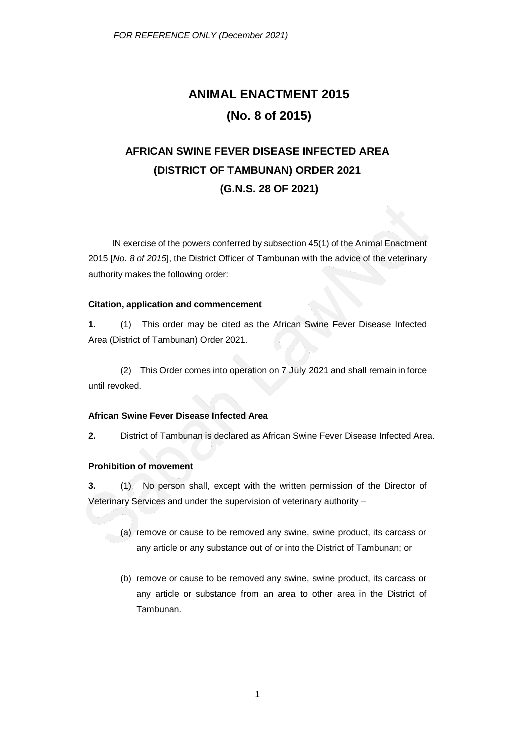*FOR REFERENCE ONLY (December 2021)*

# ANIMAL ENACTMENT 2015

# (No. 8 of 2015)

## AFRICAN SWINE FEVER DISEASE INFECTED AREA (DISTRICT OF TAMBUNAN) ORDER 2021

## (G.N.S. 28 OF 2021)

IN exercise of the powers conferred by subsection 45(1) of the Animal Enactment 2015 [*No. 8 of 2015*], the District Officer of Tambunan with the advice of the veterinary authority makes the following order:

**Citation, application and commencement**

**1.** (1) This order may be cited as the African Swine Fever Disease Infected Area (District of Tambunan) Order 2021.

(2) This Order comes into operation on 7 July 2021 and shall remain in force until revoked.

**African Swine Fever Disease Infected Area**

**2.** District of Tambunan is declared as African Swine Fever Disease Infected Area.

**Prohibition of movement**

**3.** (1) No person shall, except with the written permission of the Director of Veterinary Services and under the supervision of veterinary authority –

(a) remove or cause to be removed any swine, swine product, its carcass or any article or any substance out of or into the District of Tambunan; or

(b) remove or cause to be removed any swine, swine product, its carcass or any article or substance from an area to other area in the District of Tambunan.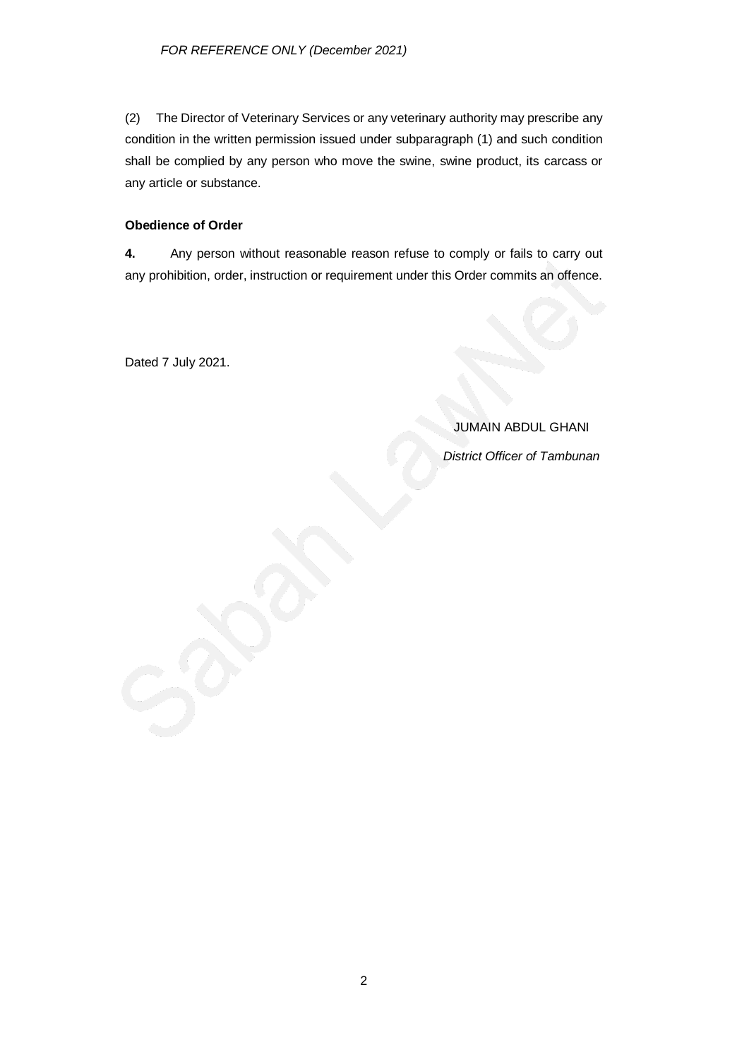(2) The Director of Veterinary Services or any veterinary authority may prescribe any condition in the written permission issued under subparagraph (1) and such condition shall be complied by any person who move the swine, swine product, its carcass or any article or substance.

**Obedience of Order**

**4.** Any person without reasonable reason refuse to comply or fails to carry out any prohibition, order, instruction or requirement under this Order commits an offence.

Dated 7 July 2021.

JUMAIN ABDUL GHANI

*District Officer of Tambunan*